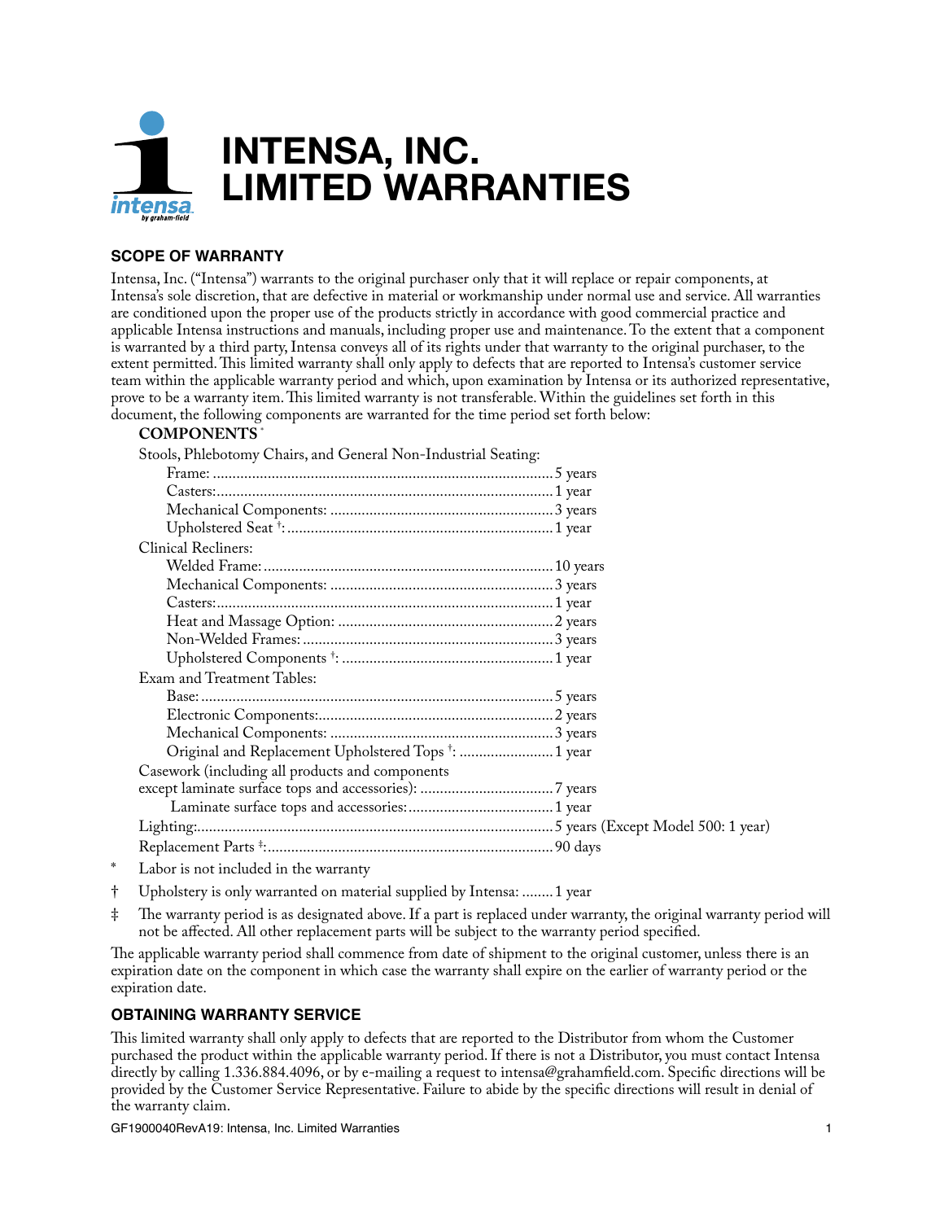# INTENSA, INC. LIMITED WARRANTIES

## SCOPE OF WARRANTY

Intensa, Inc. ("Intensa") warrants to the original purchaser only that it will replace or repair components, at Intensa's sole discretion, that are defective in material or workmanship under normal use and service. All warranties are conditioned upon the proper use of the products strictly in accordance with good commercial practice and applicable Intensa instructions and manuals, including proper use and maintenance. To the extent that a component is warranted by a third party, Intensa conveys all of its rights under that warranty to the original purchaser, to the extent permitted. This limited warranty shall only apply to defects that are reported to Intensa's customer service team within the applicable warranty period and which, upon examination by Intensa or its authorized representative, prove to be a warranty item. This limited warranty is not transferable. Within the guidelines set forth in this document, the following components are warranted for the time period set forth below:

**COMPONENTS** *

Stools, Phlebotomy Chairs, and General Non-Industrial Seating:

- Frame: 5 years
- Casters: 1 year
- Mechanical Components: 3 years
- Upholstered Seat †: 1 year

Clinical Recliners:

- Welded Frame: 10 years
- Mechanical Components: 3 years
- Casters: 1 year
- Heat and Massage Option: 2 years
- Non-Welded Frames: 3 years
- Upholstered Components †: 1 year

Exam and Treatment Tables:

- Base: 5 years
- Electronic Components: 2 years
- Mechanical Components: 3 years
- Original and Replacement Upholstered Tops †: 1 year

Casework (including all products and components except laminate surface tops and accessories): 7 years

- Laminate surface tops and accessories: 1 year

Lighting: 5 years (Except Model 500: 1 year)

Replacement Parts ‡: 90 days

\* Labor is not included in the warranty

† Upholstery is only warranted on material supplied by Intensa: 1 year

‡ The warranty period is as designated above. If a part is replaced under warranty, the original warranty period will not be affected. All other replacement parts will be subject to the warranty period specified.

The applicable warranty period shall commence from date of shipment to the original customer, unless there is an expiration date on the component in which case the warranty shall expire on the earlier of warranty period or the expiration date.

## OBTAINING WARRANTY SERVICE

This limited warranty shall only apply to defects that are reported to the Distributor from whom the Customer purchased the product within the applicable warranty period. If there is not a Distributor, you must contact Intensa directly by calling 1.336.884.4096, or by e-mailing a request to intensa@grahamfield.com. Specific directions will be provided by the Customer Service Representative. Failure to abide by the specific directions will result in denial of the warranty claim.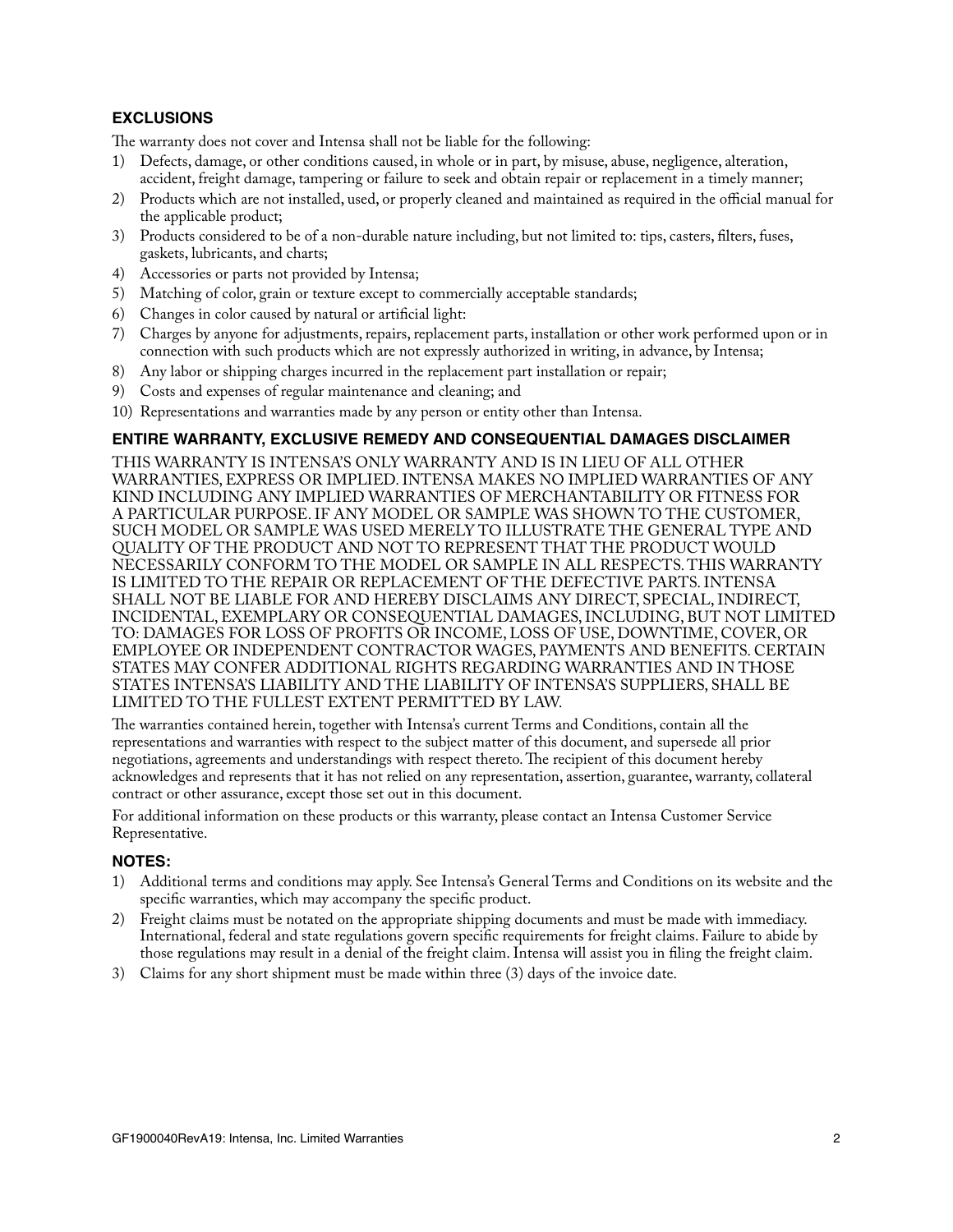## EXCLUSIONS

The warranty does not cover and Intensa shall not be liable for the following:

1) Defects, damage, or other conditions caused, in whole or in part, by misuse, abuse, negligence, alteration, accident, freight damage, tampering or failure to seek and obtain repair or replacement in a timely manner;
2) Products which are not installed, used, or properly cleaned and maintained as required in the official manual for the applicable product;
3) Products considered to be of a non-durable nature including, but not limited to: tips, casters, filters, fuses, gaskets, lubricants, and charts;
4) Accessories or parts not provided by Intensa;
5) Matching of color, grain or texture except to commercially acceptable standards;
6) Changes in color caused by natural or artificial light:
7) Charges by anyone for adjustments, repairs, replacement parts, installation or other work performed upon or in connection with such products which are not expressly authorized in writing, in advance, by Intensa;
8) Any labor or shipping charges incurred in the replacement part installation or repair;
9) Costs and expenses of regular maintenance and cleaning; and
10) Representations and warranties made by any person or entity other than Intensa.

## ENTIRE WARRANTY, EXCLUSIVE REMEDY AND CONSEQUENTIAL DAMAGES DISCLAIMER

THIS WARRANTY IS INTENSA'S ONLY WARRANTY AND IS IN LIEU OF ALL OTHER WARRANTIES, EXPRESS OR IMPLIED. INTENSA MAKES NO IMPLIED WARRANTIES OF ANY KIND INCLUDING ANY IMPLIED WARRANTIES OF MERCHANTABILITY OR FITNESS FOR A PARTICULAR PURPOSE. IF ANY MODEL OR SAMPLE WAS SHOWN TO THE CUSTOMER, SUCH MODEL OR SAMPLE WAS USED MERELY TO ILLUSTRATE THE GENERAL TYPE AND QUALITY OF THE PRODUCT AND NOT TO REPRESENT THAT THE PRODUCT WOULD NECESSARILY CONFORM TO THE MODEL OR SAMPLE IN ALL RESPECTS. THIS WARRANTY IS LIMITED TO THE REPAIR OR REPLACEMENT OF THE DEFECTIVE PARTS. INTENSA SHALL NOT BE LIABLE FOR AND HEREBY DISCLAIMS ANY DIRECT, SPECIAL, INDIRECT, INCIDENTAL, EXEMPLARY OR CONSEQUENTIAL DAMAGES, INCLUDING, BUT NOT LIMITED TO: DAMAGES FOR LOSS OF PROFITS OR INCOME, LOSS OF USE, DOWNTIME, COVER, OR EMPLOYEE OR INDEPENDENT CONTRACTOR WAGES, PAYMENTS AND BENEFITS. CERTAIN STATES MAY CONFER ADDITIONAL RIGHTS REGARDING WARRANTIES AND IN THOSE STATES INTENSA'S LIABILITY AND THE LIABILITY OF INTENSA'S SUPPLIERS, SHALL BE LIMITED TO THE FULLEST EXTENT PERMITTED BY LAW.

The warranties contained herein, together with Intensa's current Terms and Conditions, contain all the representations and warranties with respect to the subject matter of this document, and supersede all prior negotiations, agreements and understandings with respect thereto. The recipient of this document hereby acknowledges and represents that it has not relied on any representation, assertion, guarantee, warranty, collateral contract or other assurance, except those set out in this document.

For additional information on these products or this warranty, please contact an Intensa Customer Service Representative.

## NOTES:

1) Additional terms and conditions may apply. See Intensa's General Terms and Conditions on its website and the specific warranties, which may accompany the specific product.
2) Freight claims must be notated on the appropriate shipping documents and must be made with immediacy. International, federal and state regulations govern specific requirements for freight claims. Failure to abide by those regulations may result in a denial of the freight claim. Intensa will assist you in filing the freight claim.
3) Claims for any short shipment must be made within three (3) days of the invoice date.